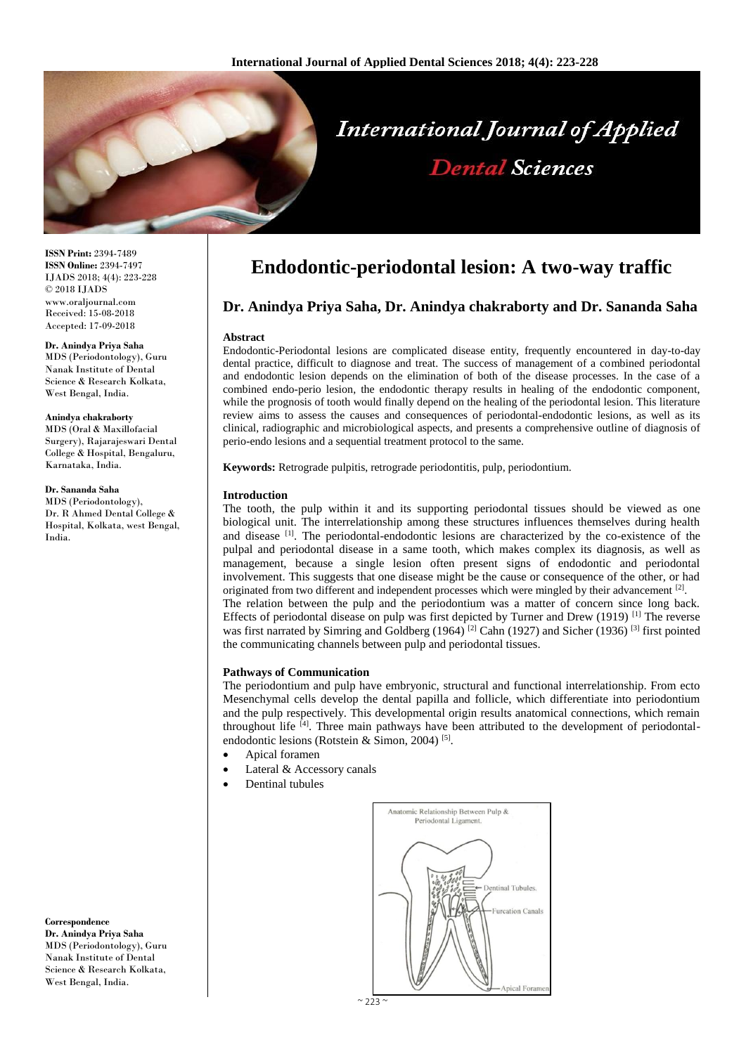# Endodontic-periodontal lesion: A two-way traffic

## Dr. Anindya Priya Saha, Dr. Anindya chakraborty and Dr. Sananda Saha

ISSN Print: 2394-7489
ISSN Online: 2394-7497
IJADS 2018; 4(4): 223-228
© 2018 IJADS
www.oraljournal.com
Received: 15-08-2018
Accepted: 17-09-2018

**Dr. Anindya Priya Saha**
MDS (Periodontology), Guru Nanak Institute of Dental Science & Research Kolkata, West Bengal, India.

**Anindya chakraborty**
MDS (Oral & Maxillofacial Surgery), Rajarajeswari Dental College & Hospital, Bengaluru, Karnataka, India.

**Dr. Sananda Saha**
MDS (Periodontology), Dr. R Ahmed Dental College & Hospital, Kolkata, west Bengal, India.

**Correspondence**
**Dr. Anindya Priya Saha**
MDS (Periodontology), Guru Nanak Institute of Dental Science & Research Kolkata, West Bengal, India.

### Abstract

Endodontic-Periodontal lesions are complicated disease entity, frequently encountered in day-to-day dental practice, difficult to diagnose and treat. The success of management of a combined periodontal and endodontic lesion depends on the elimination of both of the disease processes. In the case of a combined endo-perio lesion, the endodontic therapy results in healing of the endodontic component, while the prognosis of tooth would finally depend on the healing of the periodontal lesion. This literature review aims to assess the causes and consequences of periodontal-endodontic lesions, as well as its clinical, radiographic and microbiological aspects, and presents a comprehensive outline of diagnosis of perio-endo lesions and a sequential treatment protocol to the same.

**Keywords:** Retrograde pulpitis, retrograde periodontitis, pulp, periodontium.

### Introduction

The tooth, the pulp within it and its supporting periodontal tissues should be viewed as one biological unit. The interrelationship among these structures influences themselves during health and disease [1]. The periodontal-endodontic lesions are characterized by the co-existence of the pulpal and periodontal disease in a same tooth, which makes complex its diagnosis, as well as management, because a single lesion often present signs of endodontic and periodontal involvement. This suggests that one disease might be the cause or consequence of the other, or had originated from two different and independent processes which were mingled by their advancement [2].

The relation between the pulp and the periodontium was a matter of concern since long back. Effects of periodontal disease on pulp was first depicted by Turner and Drew (1919) [1] The reverse was first narrated by Simring and Goldberg (1964) [2] Cahn (1927) and Sicher (1936) [3] first pointed the communicating channels between pulp and periodontal tissues.

### Pathways of Communication

The periodontium and pulp have embryonic, structural and functional interrelationship. From ecto Mesenchymal cells develop the dental papilla and follicle, which differentiate into periodontium and the pulp respectively. This developmental origin results anatomical connections, which remain throughout life [4]. Three main pathways have been attributed to the development of periodontal-endodontic lesions (Rotstein & Simon, 2004) [5].

- Apical foramen
- Lateral & Accessory canals
- Dentinal tubules

Anatomic Relationship Between Pulp & Periodontal Ligament.

Dentinal Tubules.
Furcation Canals
Apical Foramen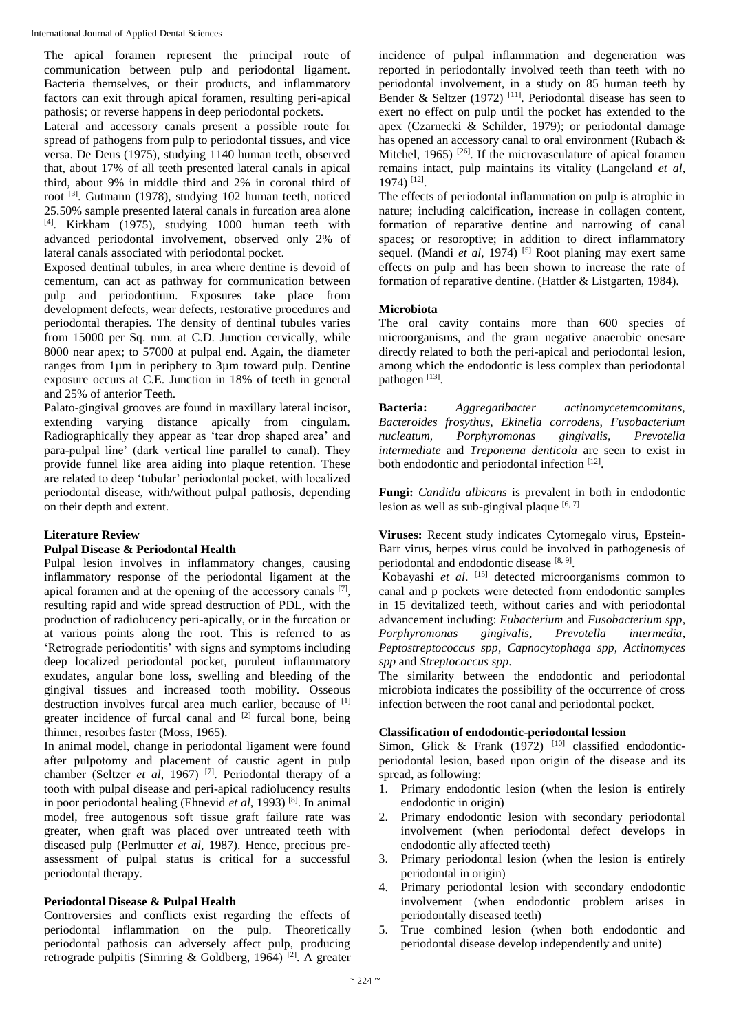The apical foramen represent the principal route of communication between pulp and periodontal ligament. Bacteria themselves, or their products, and inflammatory factors can exit through apical foramen, resulting peri-apical pathosis; or reverse happens in deep periodontal pockets.

Lateral and accessory canals present a possible route for spread of pathogens from pulp to periodontal tissues, and vice versa. De Deus (1975), studying 1140 human teeth, observed that, about 17% of all teeth presented lateral canals in apical third, about 9% in middle third and 2% in coronal third of root [3]. Gutmann (1978), studying 102 human teeth, noticed 25.50% sample presented lateral canals in furcation area alone [4]. Kirkham (1975), studying 1000 human teeth with advanced periodontal involvement, observed only 2% of lateral canals associated with periodontal pocket.

Exposed dentinal tubules, in area where dentine is devoid of cementum, can act as pathway for communication between pulp and periodontium. Exposures take place from development defects, wear defects, restorative procedures and periodontal therapies. The density of dentinal tubules varies from 15000 per Sq. mm. at C.D. Junction cervically, while 8000 near apex; to 57000 at pulpal end. Again, the diameter ranges from 1μm in periphery to 3μm toward pulp. Dentine exposure occurs at C.E. Junction in 18% of teeth in general and 25% of anterior Teeth.

Palato-gingival grooves are found in maxillary lateral incisor, extending varying distance apically from cingulam. Radiographically they appear as 'tear drop shaped area' and para-pulpal line' (dark vertical line parallel to canal). They provide funnel like area aiding into plaque retention. These are related to deep 'tubular' periodontal pocket, with localized periodontal disease, with/without pulpal pathosis, depending on their depth and extent.

## Literature Review

### Pulpal Disease & Periodontal Health

Pulpal lesion involves in inflammatory changes, causing inflammatory response of the periodontal ligament at the apical foramen and at the opening of the accessory canals [7], resulting rapid and wide spread destruction of PDL, with the production of radiolucency peri-apically, or in the furcation or at various points along the root. This is referred to as 'Retrograde periodontitis' with signs and symptoms including deep localized periodontal pocket, purulent inflammatory exudates, angular bone loss, swelling and bleeding of the gingival tissues and increased tooth mobility. Osseous destruction involves furcal area much earlier, because of [1] greater incidence of furcal canal and [2] furcal bone, being thinner, resorbes faster (Moss, 1965).

In animal model, change in periodontal ligament were found after pulpotomy and placement of caustic agent in pulp chamber (Seltzer *et al*, 1967) [7]. Periodontal therapy of a tooth with pulpal disease and peri-apical radiolucency results in poor periodontal healing (Ehnevid *et al*, 1993) [8]. In animal model, free autogenous soft tissue graft failure rate was greater, when graft was placed over untreated teeth with diseased pulp (Perlmutter *et al*, 1987). Hence, precious pre-assessment of pulpal status is critical for a successful periodontal therapy.

### Periodontal Disease & Pulpal Health

Controversies and conflicts exist regarding the effects of periodontal inflammation on the pulp. Theoretically periodontal pathosis can adversely affect pulp, producing retrograde pulpitis (Simring & Goldberg, 1964) [2]. A greater incidence of pulpal inflammation and degeneration was reported in periodontally involved teeth than teeth with no periodontal involvement, in a study on 85 human teeth by Bender & Seltzer (1972) [11]. Periodontal disease has seen to exert no effect on pulp until the pocket has extended to the apex (Czarnecki & Schilder, 1979); or periodontal damage has opened an accessory canal to oral environment (Rubach & Mitchel, 1965) [26]. If the microvasculature of apical foramen remains intact, pulp maintains its vitality (Langeland *et al*, 1974) [12].

The effects of periodontal inflammation on pulp is atrophic in nature; including calcification, increase in collagen content, formation of reparative dentine and narrowing of canal spaces; or resoroptive; in addition to direct inflammatory sequel. (Mandi *et al*, 1974) [5] Root planing may exert same effects on pulp and has been shown to increase the rate of formation of reparative dentine. (Hattler & Listgarten, 1984).

### Microbiota

The oral cavity contains more than 600 species of microorganisms, and the gram negative anaerobic onesare directly related to both the peri-apical and periodontal lesion, among which the endodontic is less complex than periodontal pathogen [13].

**Bacteria:** *Aggregatibacter actinomycetemcomitans, Bacteroides frosythus, Ekinella corrodens, Fusobacterium nucleatum, Porphyromonas gingivalis, Prevotella intermediate* and *Treponema denticola* are seen to exist in both endodontic and periodontal infection [12].

**Fungi:** *Candida albicans* is prevalent in both in endodontic lesion as well as sub-gingival plaque [6, 7]

**Viruses:** Recent study indicates Cytomegalo virus, Epstein-Barr virus, herpes virus could be involved in pathogenesis of periodontal and endodontic disease [8, 9].

Kobayashi *et al*. [15] detected microorganisms common to canal and p pockets were detected from endodontic samples in 15 devitalized teeth, without caries and with periodontal advancement including: *Eubacterium* and *Fusobacterium spp*, *Porphyromonas gingivalis*, *Prevotella intermedia*, *Peptostreptococcus spp*, *Capnocytophaga spp*, *Actinomyces spp* and *Streptococcus spp*.

The similarity between the endodontic and periodontal microbiota indicates the possibility of the occurrence of cross infection between the root canal and periodontal pocket.

### Classification of endodontic-periodontal lession

Simon, Glick & Frank (1972) [10] classified endodontic-periodontal lesion, based upon origin of the disease and its spread, as following:

1. Primary endodontic lesion (when the lesion is entirely endodontic in origin)
2. Primary endodontic lesion with secondary periodontal involvement (when periodontal defect develops in endodontic ally affected teeth)
3. Primary periodontal lesion (when the lesion is entirely periodontal in origin)
4. Primary periodontal lesion with secondary endodontic involvement (when endodontic problem arises in periodontally diseased teeth)
5. True combined lesion (when both endodontic and periodontal disease develop independently and unite)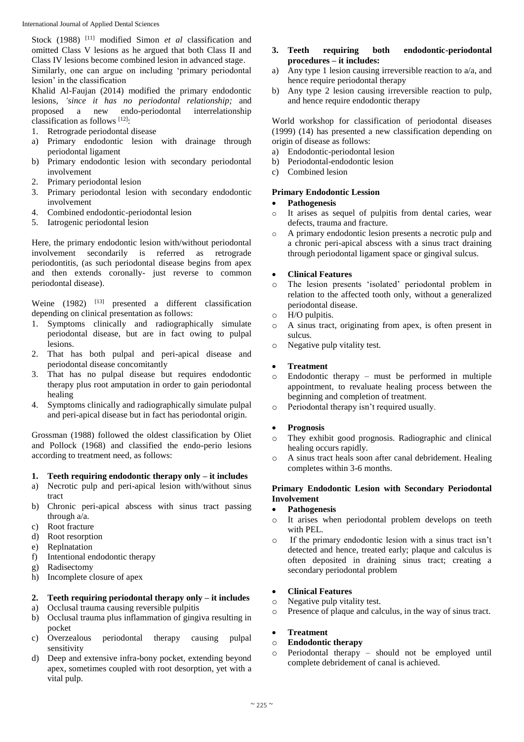Stock (1988) [11] modified Simon *et al* classification and omitted Class V lesions as he argued that both Class II and Class IV lesions become combined lesion in advanced stage.

Similarly, one can argue on including 'primary periodontal lesion' in the classification

Khalid Al-Faujan (2014) modified the primary endodontic lesions, *'since it has no periodontal relationship;* and proposed a new endo-periodontal interrelationship classification as follows [12]:

1. Retrograde periodontal disease
   a) Primary endodontic lesion with drainage through periodontal ligament
   b) Primary endodontic lesion with secondary periodontal involvement
2. Primary periodontal lesion
3. Primary periodontal lesion with secondary endodontic involvement
4. Combined endodontic-periodontal lesion
5. Iatrogenic periodontal lesion

Here, the primary endodontic lesion with/without periodontal involvement secondarily is referred as retrograde periodontitis, (as such periodontal disease begins from apex and then extends coronally- just reverse to common periodontal disease).

Weine (1982) [13] presented a different classification depending on clinical presentation as follows:

1. Symptoms clinically and radiographically simulate periodontal disease, but are in fact owing to pulpal lesions.
2. That has both pulpal and peri-apical disease and periodontal disease concomitantly
3. That has no pulpal disease but requires endodontic therapy plus root amputation in order to gain periodontal healing
4. Symptoms clinically and radiographically simulate pulpal and peri-apical disease but in fact has periodontal origin.

Grossman (1988) followed the oldest classification by Oliet and Pollock (1968) and classified the endo-perio lesions according to treatment need, as follows:

1. **Teeth requiring endodontic therapy only – it includes**
   a) Necrotic pulp and peri-apical lesion with/without sinus tract
   b) Chronic peri-apical abscess with sinus tract passing through a/a.
   c) Root fracture
   d) Root resorption
   e) Replnatation
   f) Intentional endodontic therapy
   g) Radisectomy
   h) Incomplete closure of apex
2. **Teeth requiring periodontal therapy only – it includes**
   a) Occlusal trauma causing reversible pulpitis
   b) Occlusal trauma plus inflammation of gingiva resulting in pocket
   c) Overzealous periodontal therapy causing pulpal sensitivity
   d) Deep and extensive infra-bony pocket, extending beyond apex, sometimes coupled with root desorption, yet with a vital pulp.
3. **Teeth requiring both endodontic-periodontal procedures – it includes:**
   a) Any type 1 lesion causing irreversible reaction to a/a, and hence require periodontal therapy
   b) Any type 2 lesion causing irreversible reaction to pulp, and hence require endodontic therapy

World workshop for classification of periodontal diseases (1999) (14) has presented a new classification depending on origin of disease as follows:

a) Endodontic-periodontal lesion
b) Periodontal-endodontic lesion
c) Combined lesion

## Primary Endodontic Lession

- **Pathogenesis**
  - It arises as sequel of pulpitis from dental caries, wear defects, trauma and fracture.
  - A primary endodontic lesion presents a necrotic pulp and a chronic peri-apical abscess with a sinus tract draining through periodontal ligament space or gingival sulcus.
- **Clinical Features**
  - The lesion presents 'isolated' periodontal problem in relation to the affected tooth only, without a generalized periodontal disease.
  - H/O pulpitis.
  - A sinus tract, originating from apex, is often present in sulcus.
  - Negative pulp vitality test.
- **Treatment**
  - Endodontic therapy – must be performed in multiple appointment, to revaluate healing process between the beginning and completion of treatment.
  - Periodontal therapy isn't required usually.
- **Prognosis**
  - They exhibit good prognosis. Radiographic and clinical healing occurs rapidly.
  - A sinus tract heals soon after canal debridement. Healing completes within 3-6 months.

## Primary Endodontic Lesion with Secondary Periodontal Involvement

- **Pathogenesis**
  - It arises when periodontal problem develops on teeth with PEL.
  - If the primary endodontic lesion with a sinus tract isn't detected and hence, treated early; plaque and calculus is often deposited in draining sinus tract; creating a secondary periodontal problem
- **Clinical Features**
  - Negative pulp vitality test.
  - Presence of plaque and calculus, in the way of sinus tract.
- **Treatment**
  - **Endodontic therapy**
  - Periodontal therapy – should not be employed until complete debridement of canal is achieved.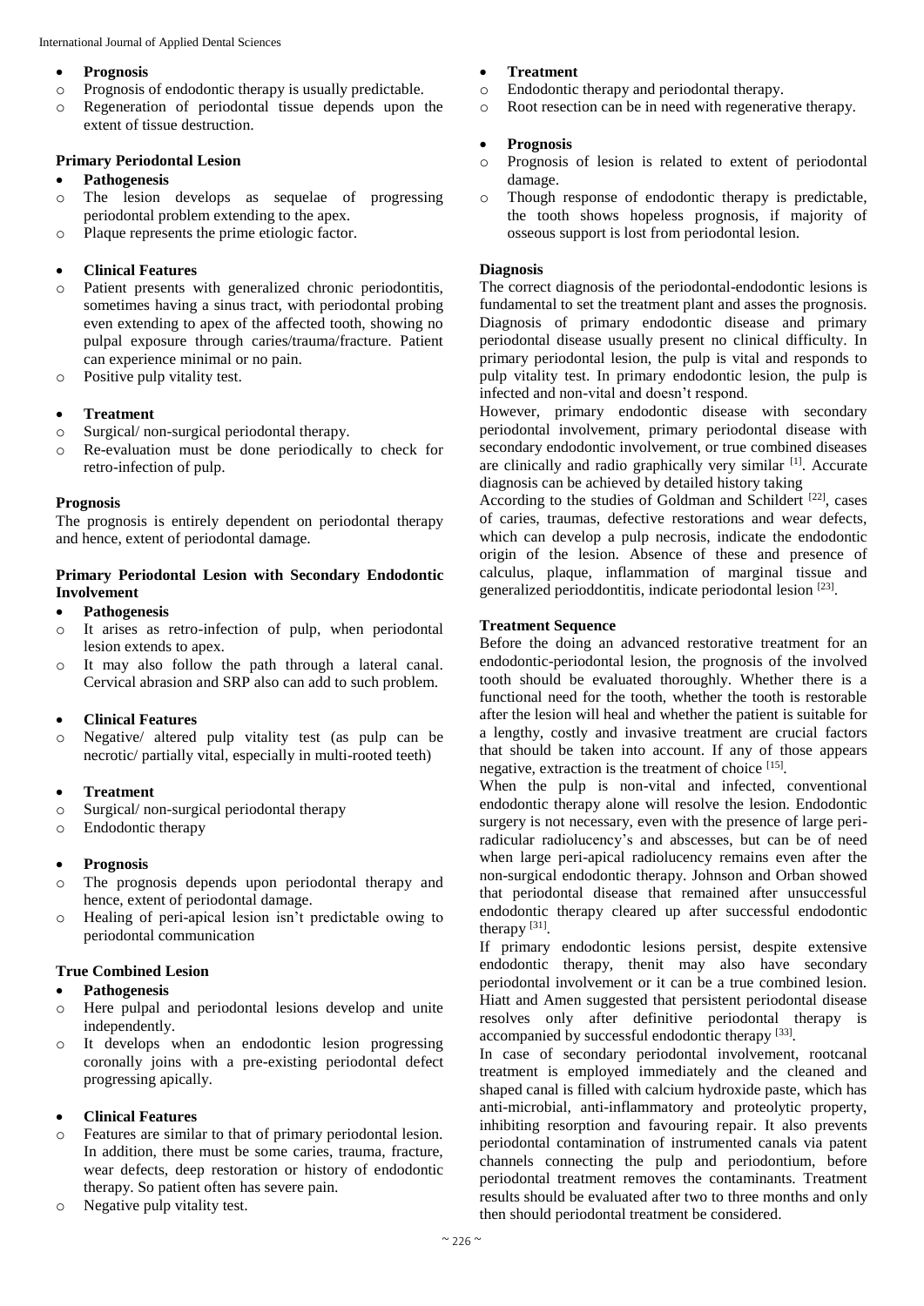- **Prognosis**
  - Prognosis of endodontic therapy is usually predictable.
  - Regeneration of periodontal tissue depends upon the extent of tissue destruction.

### Primary Periodontal Lesion

- **Pathogenesis**
  - The lesion develops as sequelae of progressing periodontal problem extending to the apex.
  - Plaque represents the prime etiologic factor.

- **Clinical Features**
  - Patient presents with generalized chronic periodontitis, sometimes having a sinus tract, with periodontal probing even extending to apex of the affected tooth, showing no pulpal exposure through caries/trauma/fracture. Patient can experience minimal or no pain.
  - Positive pulp vitality test.

- **Treatment**
  - Surgical/ non-surgical periodontal therapy.
  - Re-evaluation must be done periodically to check for retro-infection of pulp.

### Prognosis

The prognosis is entirely dependent on periodontal therapy and hence, extent of periodontal damage.

### Primary Periodontal Lesion with Secondary Endodontic Involvement

- **Pathogenesis**
  - It arises as retro-infection of pulp, when periodontal lesion extends to apex.
  - It may also follow the path through a lateral canal. Cervical abrasion and SRP also can add to such problem.

- **Clinical Features**
  - Negative/ altered pulp vitality test (as pulp can be necrotic/ partially vital, especially in multi-rooted teeth)

- **Treatment**
  - Surgical/ non-surgical periodontal therapy
  - Endodontic therapy

- **Prognosis**
  - The prognosis depends upon periodontal therapy and hence, extent of periodontal damage.
  - Healing of peri-apical lesion isn't predictable owing to periodontal communication

### True Combined Lesion

- **Pathogenesis**
  - Here pulpal and periodontal lesions develop and unite independently.
  - It develops when an endodontic lesion progressing coronally joins with a pre-existing periodontal defect progressing apically.

- **Clinical Features**
  - Features are similar to that of primary periodontal lesion. In addition, there must be some caries, trauma, fracture, wear defects, deep restoration or history of endodontic therapy. So patient often has severe pain.
  - Negative pulp vitality test.

- **Treatment**
  - Endodontic therapy and periodontal therapy.
  - Root resection can be in need with regenerative therapy.

- **Prognosis**
  - Prognosis of lesion is related to extent of periodontal damage.
  - Though response of endodontic therapy is predictable, the tooth shows hopeless prognosis, if majority of osseous support is lost from periodontal lesion.

### Diagnosis

The correct diagnosis of the periodontal-endodontic lesions is fundamental to set the treatment plant and asses the prognosis. Diagnosis of primary endodontic disease and primary periodontal disease usually present no clinical difficulty. In primary periodontal lesion, the pulp is vital and responds to pulp vitality test. In primary endodontic lesion, the pulp is infected and non-vital and doesn't respond.

However, primary endodontic disease with secondary periodontal involvement, primary periodontal disease with secondary endodontic involvement, or true combined diseases are clinically and radio graphically very similar [1]. Accurate diagnosis can be achieved by detailed history taking

According to the studies of Goldman and Schildert [22], cases of caries, traumas, defective restorations and wear defects, which can develop a pulp necrosis, indicate the endodontic origin of the lesion. Absence of these and presence of calculus, plaque, inflammation of marginal tissue and generalized perioddontitis, indicate periodontal lesion [23].

### Treatment Sequence

Before the doing an advanced restorative treatment for an endodontic-periodontal lesion, the prognosis of the involved tooth should be evaluated thoroughly. Whether there is a functional need for the tooth, whether the tooth is restorable after the lesion will heal and whether the patient is suitable for a lengthy, costly and invasive treatment are crucial factors that should be taken into account. If any of those appears negative, extraction is the treatment of choice [15].

When the pulp is non-vital and infected, conventional endodontic therapy alone will resolve the lesion. Endodontic surgery is not necessary, even with the presence of large peri-radicular radiolucency's and abscesses, but can be of need when large peri-apical radiolucency remains even after the non-surgical endodontic therapy. Johnson and Orban showed that periodontal disease that remained after unsuccessful endodontic therapy cleared up after successful endodontic therapy [31].

If primary endodontic lesions persist, despite extensive endodontic therapy, thenit may also have secondary periodontal involvement or it can be a true combined lesion. Hiatt and Amen suggested that persistent periodontal disease resolves only after definitive periodontal therapy is accompanied by successful endodontic therapy [33].

In case of secondary periodontal involvement, rootcanal treatment is employed immediately and the cleaned and shaped canal is filled with calcium hydroxide paste, which has anti-microbial, anti-inflammatory and proteolytic property, inhibiting resorption and favouring repair. It also prevents periodontal contamination of instrumented canals via patent channels connecting the pulp and periodontium, before periodontal treatment removes the contaminants. Treatment results should be evaluated after two to three months and only then should periodontal treatment be considered.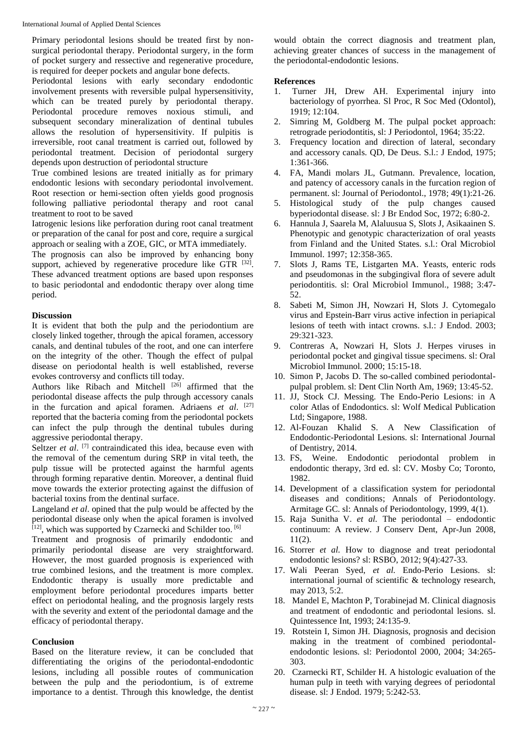Primary periodontal lesions should be treated first by non-surgical periodontal therapy. Periodontal surgery, in the form of pocket surgery and ressective and regenerative procedure, is required for deeper pockets and angular bone defects.

Periodontal lesions with early secondary endodontic involvement presents with reversible pulpal hypersensitivity, which can be treated purely by periodontal therapy. Periodontal procedure removes noxious stimuli, and subsequent secondary mineralization of dentinal tubules allows the resolution of hypersensitivity. If pulpitis is irreversible, root canal treatment is carried out, followed by periodontal treatment. Decision of periodontal surgery depends upon destruction of periodontal structure

True combined lesions are treated initially as for primary endodontic lesions with secondary periodontal involvement. Root resection or hemi-section often yields good prognosis following palliative periodontal therapy and root canal treatment to root to be saved

Iatrogenic lesions like perforation during root canal treatment or preparation of the canal for post and core, require a surgical approach or sealing with a ZOE, GIC, or MTA immediately.

The prognosis can also be improved by enhancing bony support, achieved by regenerative procedure like GTR [32]. These advanced treatment options are based upon responses to basic periodontal and endodontic therapy over along time period.

## Discussion

It is evident that both the pulp and the periodontium are closely linked together, through the apical foramen, accessory canals, and dentinal tubules of the root, and one can interfere on the integrity of the other. Though the effect of pulpal disease on periodontal health is well established, reverse evokes controversy and conflicts till today.

Authors like Ribach and Mitchell [26] affirmed that the periodontal disease affects the pulp through accessory canals in the furcation and apical foramen. Adriaens *et al*. [27] reported that the bacteria coming from the periodontal pockets can infect the pulp through the dentinal tubules during aggressive periodontal therapy.

Seltzer *et al*. [7] contraindicated this idea, because even with the removal of the cementum during SRP in vital teeth, the pulp tissue will be protected against the harmful agents through forming reparative dentin. Moreover, a dentinal fluid move towards the exterior protecting against the diffusion of bacterial toxins from the dentinal surface.

Langeland *et al*. opined that the pulp would be affected by the periodontal disease only when the apical foramen is involved [12], which was supported by Czarnecki and Schilder too. [6]

Treatment and prognosis of primarily endodontic and primarily periodontal disease are very straightforward. However, the most guarded prognosis is experienced with true combined lesions, and the treatment is more complex. Endodontic therapy is usually more predictable and employment before periodontal procedures imparts better effect on periodontal healing, and the prognosis largely rests with the severity and extent of the periodontal damage and the efficacy of periodontal therapy.

## Conclusion

Based on the literature review, it can be concluded that differentiating the origins of the periodontal-endodontic lesions, including all possible routes of communication between the pulp and the periodontium, is of extreme importance to a dentist. Through this knowledge, the dentist would obtain the correct diagnosis and treatment plan, achieving greater chances of success in the management of the periodontal-endodontic lesions.

## References

1. Turner JH, Drew AH. Experimental injury into bacteriology of pyorrhea. Sl Proc, R Soc Med (Odontol), 1919; 12:104.
2. Simring M, Goldberg M. The pulpal pocket approach: retrograde periodontitis, sl: J Periodontol, 1964; 35:22.
3. Frequency location and direction of lateral, secondary and accessory canals. QD, De Deus. S.l.: J Endod, 1975; 1:361-366.
4. FA, Mandi molars JL, Gutmann. Prevalence, location, and patency of accessory canals in the furcation region of permanent. sl: Journal of Periodontol., 1978; 49(1):21-26.
5. Histological study of the pulp changes caused byperiodontal disease. sl: J Br Endod Soc, 1972; 6:80-2.
6. Hannula J, Saarela M, Alaluusua S, Slots J, Asikaainen S. Phenotypic and genotypic characterization of oral yeasts from Finland and the United States. s.l.: Oral Microbiol Immunol. 1997; 12:358-365.
7. Slots J, Rams TE, Listgarten MA. Yeasts, enteric rods and pseudomonas in the subgingival flora of severe adult periodontitis. sl: Oral Microbiol Immunol., 1988; 3:47-52.
8. Sabeti M, Simon JH, Nowzari H, Slots J. Cytomegalo virus and Epstein-Barr virus active infection in periapical lesions of teeth with intact crowns. s.l.: J Endod. 2003; 29:321-323.
9. Contreras A, Nowzari H, Slots J. Herpes viruses in periodontal pocket and gingival tissue specimens. sl: Oral Microbiol Immunol. 2000; 15:15-18.
10. Simon P, Jacobs D. The so-called combined periodontal-pulpal problem. sl: Dent Clin North Am, 1969; 13:45-52.
11. JJ, Stock CJ. Messing. The Endo-Perio Lesions: in A color Atlas of Endodontics. sl: Wolf Medical Publication Ltd; Singapore, 1988.
12. Al-Fouzan Khalid S. A New Classification of Endodontic-Periodontal Lesions. sl: International Journal of Dentistry, 2014.
13. FS, Weine. Endodontic periodontal problem in endodontic therapy, 3rd ed. sl: CV. Mosby Co; Toronto, 1982.
14. Development of a classification system for periodontal diseases and conditions; Annals of Periodontology. Armitage GC. sl: Annals of Periodontology, 1999, 4(1).
15. Raja Sunitha V. *et al.* The periodontal – endodontic continuum: A review. J Conserv Dent, Apr-Jun 2008, 11(2).
16. Storrer *et al.* How to diagnose and treat periodontal endodontic lesions? sl: RSBO, 2012; 9(4):427-33.
17. Wali Peeran Syed, *et al.* Endo-Perio Lesions. sl: international journal of scientific & technology research, may 2013, 5:2.
18. Mandel E, Machton P, Torabinejad M. Clinical diagnosis and treatment of endodontic and periodontal lesions. sl. Quintessence Int, 1993; 24:135-9.
19. Rotstein I, Simon JH. Diagnosis, prognosis and decision making in the treatment of combined periodontal-endodontic lesions. sl: Periodontol 2000, 2004; 34:265-303.
20. Czarnecki RT, Schilder H. A histologic evaluation of the human pulp in teeth with varying degrees of periodontal disease. sl: J Endod. 1979; 5:242-53.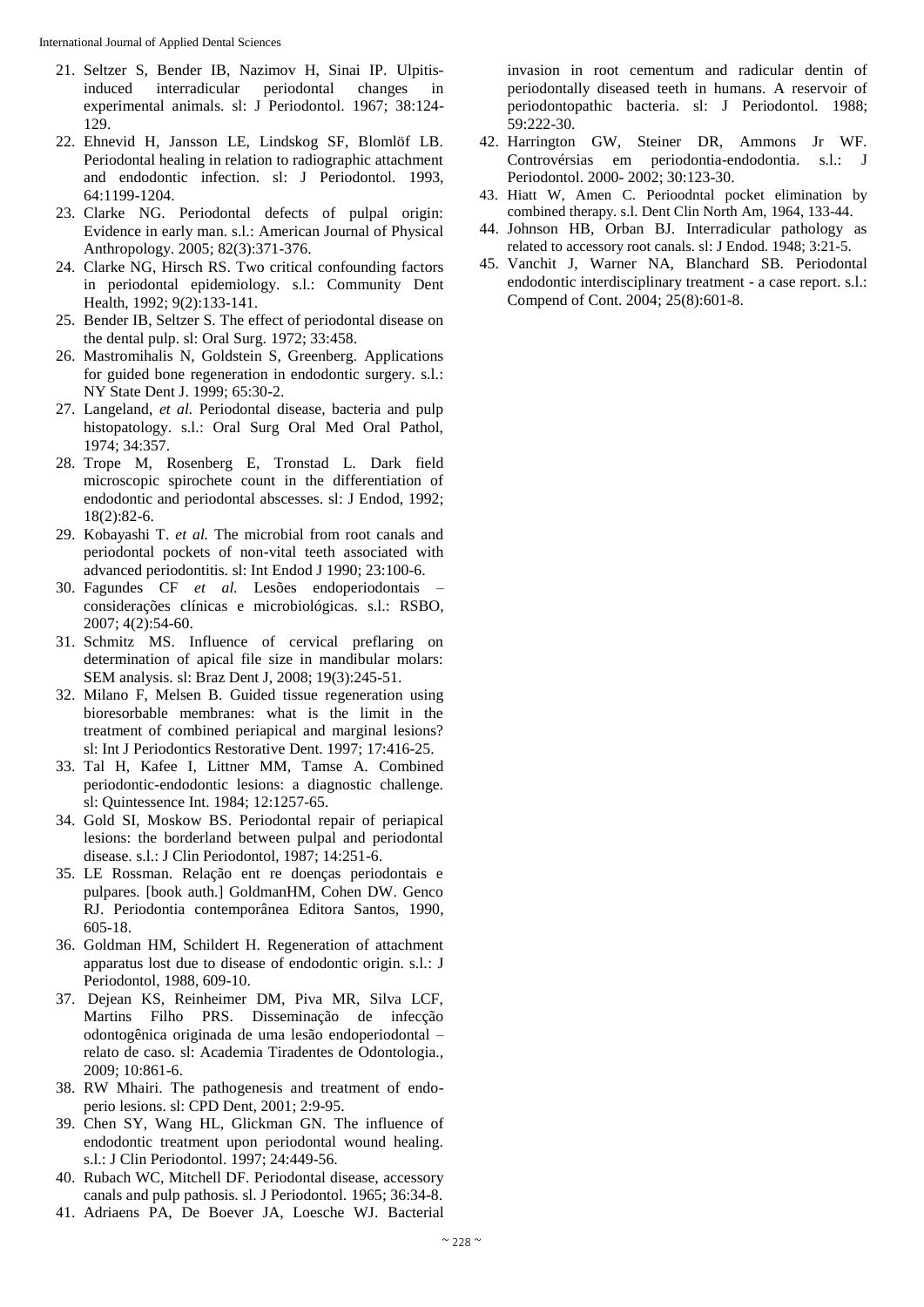21. Seltzer S, Bender IB, Nazimov H, Sinai IP. Ulpitis-induced interradicular periodontal changes in experimental animals. sl: J Periodontol. 1967; 38:124-129.
22. Ehnevid H, Jansson LE, Lindskog SF, Blomlöf LB. Periodontal healing in relation to radiographic attachment and endodontic infection. sl: J Periodontol. 1993, 64:1199-1204.
23. Clarke NG. Periodontal defects of pulpal origin: Evidence in early man. s.l.: American Journal of Physical Anthropology. 2005; 82(3):371-376.
24. Clarke NG, Hirsch RS. Two critical confounding factors in periodontal epidemiology. s.l.: Community Dent Health, 1992; 9(2):133-141.
25. Bender IB, Seltzer S. The effect of periodontal disease on the dental pulp. sl: Oral Surg. 1972; 33:458.
26. Mastromihalis N, Goldstein S, Greenberg. Applications for guided bone regeneration in endodontic surgery. s.l.: NY State Dent J. 1999; 65:30-2.
27. Langeland, *et al.* Periodontal disease, bacteria and pulp histopatology. s.l.: Oral Surg Oral Med Oral Pathol, 1974; 34:357.
28. Trope M, Rosenberg E, Tronstad L. Dark field microscopic spirochete count in the differentiation of endodontic and periodontal abscesses. sl: J Endod, 1992; 18(2):82-6.
29. Kobayashi T. *et al.* The microbial from root canals and periodontal pockets of non-vital teeth associated with advanced periodontitis. sl: Int Endod J 1990; 23:100-6.
30. Fagundes CF *et al.* Lesões endoperiodontais – considerações clínicas e microbiológicas. s.l.: RSBO, 2007; 4(2):54-60.
31. Schmitz MS. Influence of cervical preflaring on determination of apical file size in mandibular molars: SEM analysis. sl: Braz Dent J, 2008; 19(3):245-51.
32. Milano F, Melsen B. Guided tissue regeneration using bioresorbable membranes: what is the limit in the treatment of combined periapical and marginal lesions? sl: Int J Periodontics Restorative Dent. 1997; 17:416-25.
33. Tal H, Kafee I, Littner MM, Tamse A. Combined periodontic-endodontic lesions: a diagnostic challenge. sl: Quintessence Int. 1984; 12:1257-65.
34. Gold SI, Moskow BS. Periodontal repair of periapical lesions: the borderland between pulpal and periodontal disease. s.l.: J Clin Periodontol, 1987; 14:251-6.
35. LE Rossman. Relação ent re doenças periodontais e pulpares. [book auth.] GoldmanHM, Cohen DW. Genco RJ. Periodontia contemporânea Editora Santos, 1990, 605-18.
36. Goldman HM, Schildert H. Regeneration of attachment apparatus lost due to disease of endodontic origin. s.l.: J Periodontol, 1988, 609-10.
37. Dejean KS, Reinheimer DM, Piva MR, Silva LCF, Martins Filho PRS. Disseminação de infecção odontogênica originada de uma lesão endoperiodontal – relato de caso. sl: Academia Tiradentes de Odontologia., 2009; 10:861-6.
38. RW Mhairi. The pathogenesis and treatment of endo-perio lesions. sl: CPD Dent, 2001; 2:9-95.
39. Chen SY, Wang HL, Glickman GN. The influence of endodontic treatment upon periodontal wound healing. s.l.: J Clin Periodontol. 1997; 24:449-56.
40. Rubach WC, Mitchell DF. Periodontal disease, accessory canals and pulp pathosis. sl. J Periodontol. 1965; 36:34-8.
41. Adriaens PA, De Boever JA, Loesche WJ. Bacterial invasion in root cementum and radicular dentin of periodontally diseased teeth in humans. A reservoir of periodontopathic bacteria. sl: J Periodontol. 1988; 59:222-30.
42. Harrington GW, Steiner DR, Ammons Jr WF. Controvérsias em periodontia-endodontia. s.l.: J Periodontol. 2000- 2002; 30:123-30.
43. Hiatt W, Amen C. Perioodntal pocket elimination by combined therapy. s.l. Dent Clin North Am, 1964, 133-44.
44. Johnson HB, Orban BJ. Interradicular pathology as related to accessory root canals. sl: J Endod. 1948; 3:21-5.
45. Vanchit J, Warner NA, Blanchard SB. Periodontal endodontic interdisciplinary treatment - a case report. s.l.: Compend of Cont. 2004; 25(8):601-8.